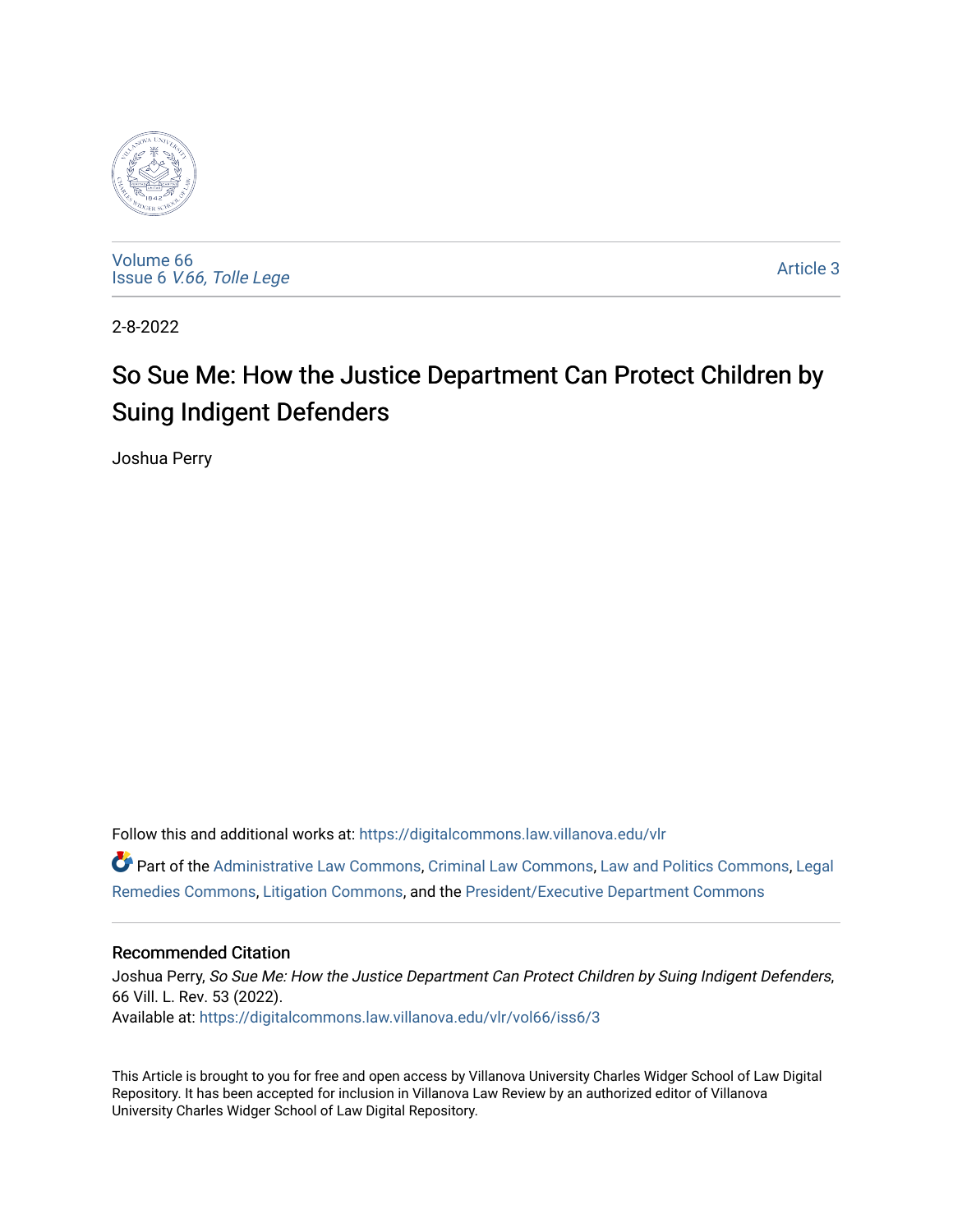Volume 66
Issue 6 *V.66, Tolle Lege*

Article 3

2-8-2022

# So Sue Me: How the Justice Department Can Protect Children by Suing Indigent Defenders

Joshua Perry

Follow this and additional works at: https://digitalcommons.law.villanova.edu/vlr

Part of the Administrative Law Commons, Criminal Law Commons, Law and Politics Commons, Legal Remedies Commons, Litigation Commons, and the President/Executive Department Commons

## Recommended Citation

Joshua Perry, *So Sue Me: How the Justice Department Can Protect Children by Suing Indigent Defenders*, 66 Vill. L. Rev. 53 (2022).
Available at: https://digitalcommons.law.villanova.edu/vlr/vol66/iss6/3

This Article is brought to you for free and open access by Villanova University Charles Widger School of Law Digital Repository. It has been accepted for inclusion in Villanova Law Review by an authorized editor of Villanova University Charles Widger School of Law Digital Repository.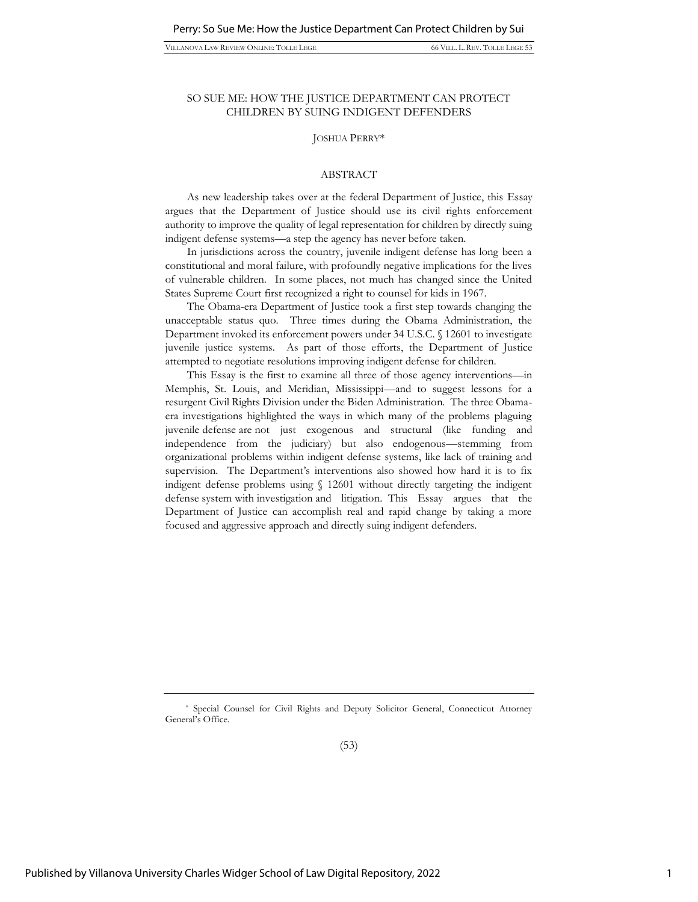# SO SUE ME: HOW THE JUSTICE DEPARTMENT CAN PROTECT CHILDREN BY SUING INDIGENT DEFENDERS

JOSHUA PERRY*

## ABSTRACT

As new leadership takes over at the federal Department of Justice, this Essay argues that the Department of Justice should use its civil rights enforcement authority to improve the quality of legal representation for children by directly suing indigent defense systems—a step the agency has never before taken.

In jurisdictions across the country, juvenile indigent defense has long been a constitutional and moral failure, with profoundly negative implications for the lives of vulnerable children. In some places, not much has changed since the United States Supreme Court first recognized a right to counsel for kids in 1967.

The Obama-era Department of Justice took a first step towards changing the unacceptable status quo. Three times during the Obama Administration, the Department invoked its enforcement powers under 34 U.S.C. § 12601 to investigate juvenile justice systems. As part of those efforts, the Department of Justice attempted to negotiate resolutions improving indigent defense for children.

This Essay is the first to examine all three of those agency interventions—in Memphis, St. Louis, and Meridian, Mississippi—and to suggest lessons for a resurgent Civil Rights Division under the Biden Administration. The three Obama-era investigations highlighted the ways in which many of the problems plaguing juvenile defense are not just exogenous and structural (like funding and independence from the judiciary) but also endogenous—stemming from organizational problems within indigent defense systems, like lack of training and supervision. The Department's interventions also showed how hard it is to fix indigent defense problems using § 12601 without directly targeting the indigent defense system with investigation and litigation. This Essay argues that the Department of Justice can accomplish real and rapid change by taking a more focused and aggressive approach and directly suing indigent defenders.

---

\* Special Counsel for Civil Rights and Deputy Solicitor General, Connecticut Attorney General's Office.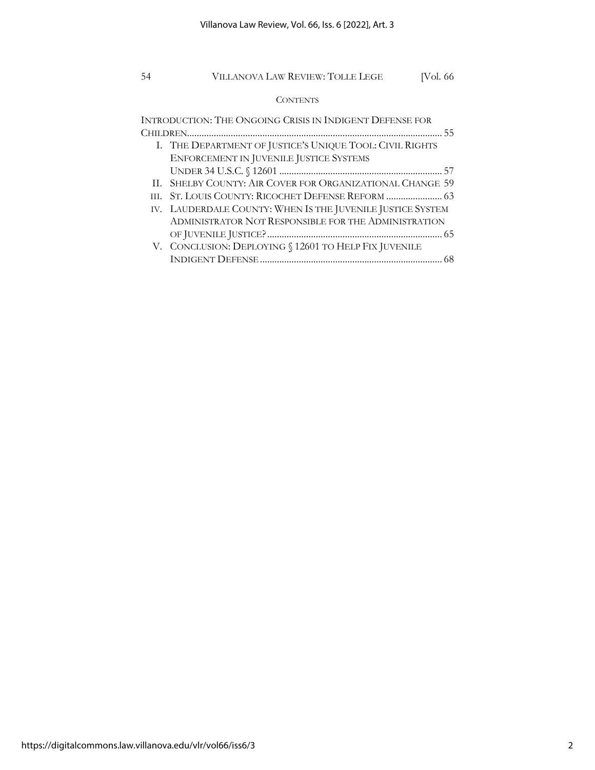## CONTENTS

INTRODUCTION: THE ONGOING CRISIS IN INDIGENT DEFENSE FOR CHILDREN ........ 55

- I. THE DEPARTMENT OF JUSTICE'S UNIQUE TOOL: CIVIL RIGHTS ENFORCEMENT IN JUVENILE JUSTICE SYSTEMS UNDER 34 U.S.C. § 12601 ........ 57
- II. SHELBY COUNTY: AIR COVER FOR ORGANIZATIONAL CHANGE ........ 59
- III. ST. LOUIS COUNTY: RICOCHET DEFENSE REFORM ........ 63
- IV. LAUDERDALE COUNTY: WHEN IS THE JUVENILE JUSTICE SYSTEM ADMINISTRATOR NOT RESPONSIBLE FOR THE ADMINISTRATION OF JUVENILE JUSTICE? ........ 65
- V. CONCLUSION: DEPLOYING § 12601 TO HELP FIX JUVENILE INDIGENT DEFENSE ........ 68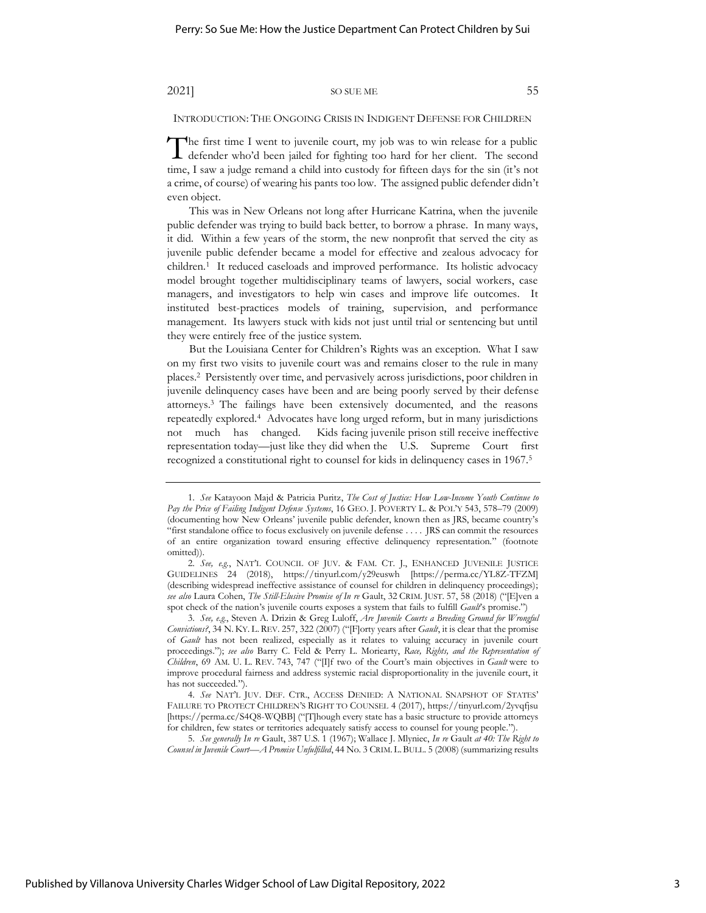## INTRODUCTION: THE ONGOING CRISIS IN INDIGENT DEFENSE FOR CHILDREN

The first time I went to juvenile court, my job was to win release for a public defender who'd been jailed for fighting too hard for her client. The second time, I saw a judge remand a child into custody for fifteen days for the sin (it's not a crime, of course) of wearing his pants too low. The assigned public defender didn't even object.

This was in New Orleans not long after Hurricane Katrina, when the juvenile public defender was trying to build back better, to borrow a phrase. In many ways, it did. Within a few years of the storm, the new nonprofit that served the city as juvenile public defender became a model for effective and zealous advocacy for children.[1] It reduced caseloads and improved performance. Its holistic advocacy model brought together multidisciplinary teams of lawyers, social workers, case managers, and investigators to help win cases and improve life outcomes. It instituted best-practices models of training, supervision, and performance management. Its lawyers stuck with kids not just until trial or sentencing but until they were entirely free of the justice system.

But the Louisiana Center for Children's Rights was an exception. What I saw on my first two visits to juvenile court was and remains closer to the rule in many places.[2] Persistently over time, and pervasively across jurisdictions, poor children in juvenile delinquency cases have been and are being poorly served by their defense attorneys.[3] The failings have been extensively documented, and the reasons repeatedly explored.[4] Advocates have long urged reform, but in many jurisdictions not much has changed. Kids facing juvenile prison still receive ineffective representation today—just like they did when the U.S. Supreme Court first recognized a constitutional right to counsel for kids in delinquency cases in 1967.[5]

---

1. *See* Katayoon Majd & Patricia Puritz, *The Cost of Justice: How Low-Income Youth Continue to Pay the Price of Failing Indigent Defense Systems*, 16 GEO. J. POVERTY L. & POL'Y 543, 578–79 (2009) (documenting how New Orleans' juvenile public defender, known then as JRS, became country's "first standalone office to focus exclusively on juvenile defense . . . . JRS can commit the resources of an entire organization toward ensuring effective delinquency representation." (footnote omitted)).

2. *See, e.g.*, NAT'L COUNCIL OF JUV. & FAM. CT. J., ENHANCED JUVENILE JUSTICE GUIDELINES 24 (2018), https://tinyurl.com/y29euswh [https://perma.cc/YL8Z-TFZM] (describing widespread ineffective assistance of counsel for children in delinquency proceedings); *see also* Laura Cohen, *The Still-Elusive Promise of In re* Gault, 32 CRIM. JUST. 57, 58 (2018) ("[E]ven a spot check of the nation's juvenile courts exposes a system that fails to fulfill *Gault*'s promise.")

3. *See, e.g.*, Steven A. Drizin & Greg Luloff, *Are Juvenile Courts a Breeding Ground for Wrongful Convictions?*, 34 N. KY. L. REV. 257, 322 (2007) ("[F]orty years after *Gault*, it is clear that the promise of *Gault* has not been realized, especially as it relates to valuing accuracy in juvenile court proceedings."); *see also* Barry C. Feld & Perry L. Moriearty, *Race, Rights, and the Representation of Children*, 69 AM. U. L. REV. 743, 747 ("[I]f two of the Court's main objectives in *Gault* were to improve procedural fairness and address systemic racial disproportionality in the juvenile court, it has not succeeded.").

4. *See* NAT'L JUV. DEF. CTR., ACCESS DENIED: A NATIONAL SNAPSHOT OF STATES' FAILURE TO PROTECT CHILDREN'S RIGHT TO COUNSEL 4 (2017), https://tinyurl.com/2yvqfjsu [https://perma.cc/S4Q8-WQBB] ("[T]hough every state has a basic structure to provide attorneys for children, few states or territories adequately satisfy access to counsel for young people.").

5. *See generally In re* Gault, 387 U.S. 1 (1967); Wallace J. Mlyniec, *In re* Gault *at 40: The Right to Counsel in Juvenile Court—A Promise Unfulfilled*, 44 No. 3 CRIM. L. BULL. 5 (2008) (summarizing results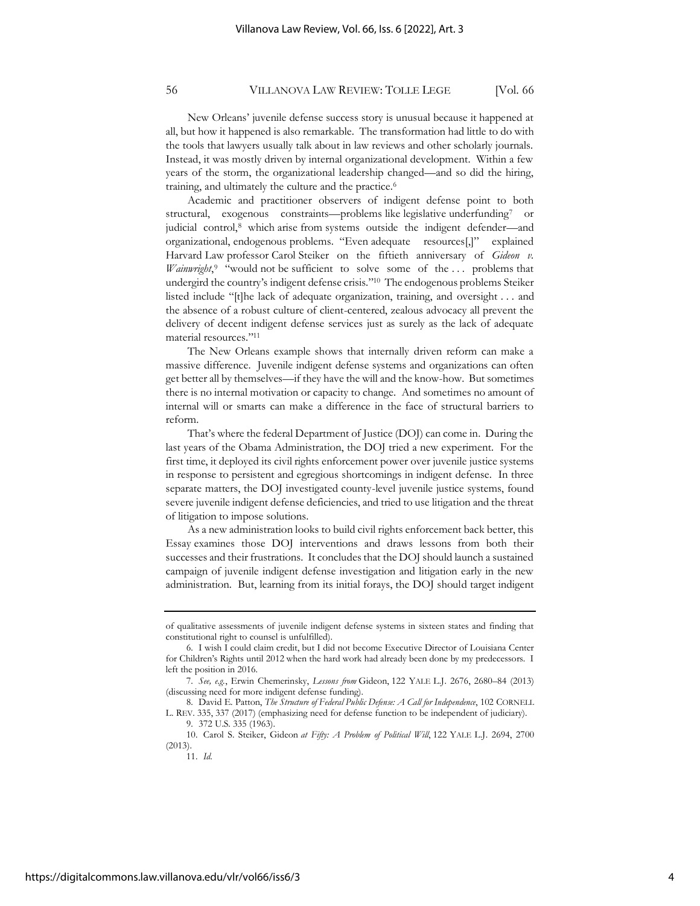New Orleans' juvenile defense success story is unusual because it happened at all, but how it happened is also remarkable. The transformation had little to do with the tools that lawyers usually talk about in law reviews and other scholarly journals. Instead, it was mostly driven by internal organizational development. Within a few years of the storm, the organizational leadership changed—and so did the hiring, training, and ultimately the culture and the practice.[6]

Academic and practitioner observers of indigent defense point to both structural, exogenous constraints—problems like legislative underfunding[7] or judicial control,[8] which arise from systems outside the indigent defender—and organizational, endogenous problems. "Even adequate resources[,]" explained Harvard Law professor Carol Steiker on the fiftieth anniversary of *Gideon v. Wainwright*,[9] "would not be sufficient to solve some of the . . . problems that undergird the country's indigent defense crisis."[10] The endogenous problems Steiker listed include "[t]he lack of adequate organization, training, and oversight . . . and the absence of a robust culture of client-centered, zealous advocacy all prevent the delivery of decent indigent defense services just as surely as the lack of adequate material resources."[11]

The New Orleans example shows that internally driven reform can make a massive difference. Juvenile indigent defense systems and organizations can often get better all by themselves—if they have the will and the know-how. But sometimes there is no internal motivation or capacity to change. And sometimes no amount of internal will or smarts can make a difference in the face of structural barriers to reform.

That's where the federal Department of Justice (DOJ) can come in. During the last years of the Obama Administration, the DOJ tried a new experiment. For the first time, it deployed its civil rights enforcement power over juvenile justice systems in response to persistent and egregious shortcomings in indigent defense. In three separate matters, the DOJ investigated county-level juvenile justice systems, found severe juvenile indigent defense deficiencies, and tried to use litigation and the threat of litigation to impose solutions.

As a new administration looks to build civil rights enforcement back better, this Essay examines those DOJ interventions and draws lessons from both their successes and their frustrations. It concludes that the DOJ should launch a sustained campaign of juvenile indigent defense investigation and litigation early in the new administration. But, learning from its initial forays, the DOJ should target indigent

---

of qualitative assessments of juvenile indigent defense systems in sixteen states and finding that constitutional right to counsel is unfulfilled).

6. I wish I could claim credit, but I did not become Executive Director of Louisiana Center for Children's Rights until 2012 when the hard work had already been done by my predecessors. I left the position in 2016.

7. *See, e.g.*, Erwin Chemerinsky, *Lessons from* Gideon, 122 YALE L.J. 2676, 2680–84 (2013) (discussing need for more indigent defense funding).

8. David E. Patton, *The Structure of Federal Public Defense: A Call for Independence*, 102 CORNELL L. REV. 335, 337 (2017) (emphasizing need for defense function to be independent of judiciary).

9. 372 U.S. 335 (1963).

10. Carol S. Steiker, Gideon *at Fifty: A Problem of Political Will*, 122 YALE L.J. 2694, 2700 (2013).

11. *Id.*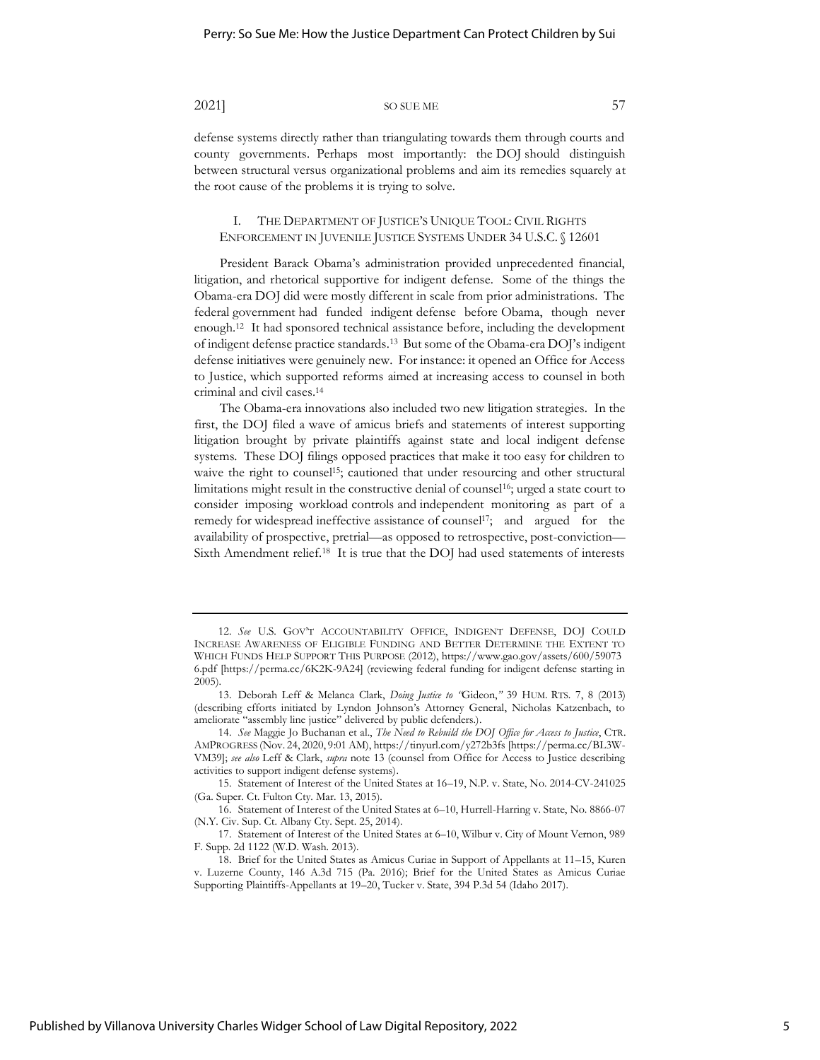defense systems directly rather than triangulating towards them through courts and county governments. Perhaps most importantly: the DOJ should distinguish between structural versus organizational problems and aim its remedies squarely at the root cause of the problems it is trying to solve.

## I. THE DEPARTMENT OF JUSTICE'S UNIQUE TOOL: CIVIL RIGHTS ENFORCEMENT IN JUVENILE JUSTICE SYSTEMS UNDER 34 U.S.C. § 12601

President Barack Obama's administration provided unprecedented financial, litigation, and rhetorical supportive for indigent defense. Some of the things the Obama-era DOJ did were mostly different in scale from prior administrations. The federal government had funded indigent defense before Obama, though never enough.[12] It had sponsored technical assistance before, including the development of indigent defense practice standards.[13] But some of the Obama-era DOJ's indigent defense initiatives were genuinely new. For instance: it opened an Office for Access to Justice, which supported reforms aimed at increasing access to counsel in both criminal and civil cases.[14]

The Obama-era innovations also included two new litigation strategies. In the first, the DOJ filed a wave of amicus briefs and statements of interest supporting litigation brought by private plaintiffs against state and local indigent defense systems. These DOJ filings opposed practices that make it too easy for children to waive the right to counsel[15]; cautioned that under resourcing and other structural limitations might result in the constructive denial of counsel[16]; urged a state court to consider imposing workload controls and independent monitoring as part of a remedy for widespread ineffective assistance of counsel[17]; and argued for the availability of prospective, pretrial—as opposed to retrospective, post-conviction—Sixth Amendment relief.[18] It is true that the DOJ had used statements of interests

---

12. *See* U.S. GOV'T ACCOUNTABILITY OFFICE, INDIGENT DEFENSE, DOJ COULD INCREASE AWARENESS OF ELIGIBLE FUNDING AND BETTER DETERMINE THE EXTENT TO WHICH FUNDS HELP SUPPORT THIS PURPOSE (2012), https://www.gao.gov/assets/600/590736.pdf [https://perma.cc/6K2K-9A24] (reviewing federal funding for indigent defense starting in 2005).

13. Deborah Leff & Melanca Clark, *Doing Justice to "*Gideon,*"* 39 HUM. RTS. 7, 8 (2013) (describing efforts initiated by Lyndon Johnson's Attorney General, Nicholas Katzenbach, to ameliorate "assembly line justice" delivered by public defenders.).

14. *See* Maggie Jo Buchanan et al., *The Need to Rebuild the DOJ Office for Access to Justice*, CTR. AMPROGRESS (Nov. 24, 2020, 9:01 AM), https://tinyurl.com/y272b3fs [https://perma.cc/BL3W-VM39]; *see also* Leff & Clark, *supra* note 13 (counsel from Office for Access to Justice describing activities to support indigent defense systems).

15. Statement of Interest of the United States at 16–19, N.P. v. State, No. 2014-CV-241025 (Ga. Super. Ct. Fulton Cty. Mar. 13, 2015).

16. Statement of Interest of the United States at 6–10, Hurrell-Harring v. State, No. 8866-07 (N.Y. Civ. Sup. Ct. Albany Cty. Sept. 25, 2014).

17. Statement of Interest of the United States at 6–10, Wilbur v. City of Mount Vernon, 989 F. Supp. 2d 1122 (W.D. Wash. 2013).

18. Brief for the United States as Amicus Curiae in Support of Appellants at 11–15, Kuren v. Luzerne County, 146 A.3d 715 (Pa. 2016); Brief for the United States as Amicus Curiae Supporting Plaintiffs-Appellants at 19–20, Tucker v. State, 394 P.3d 54 (Idaho 2017).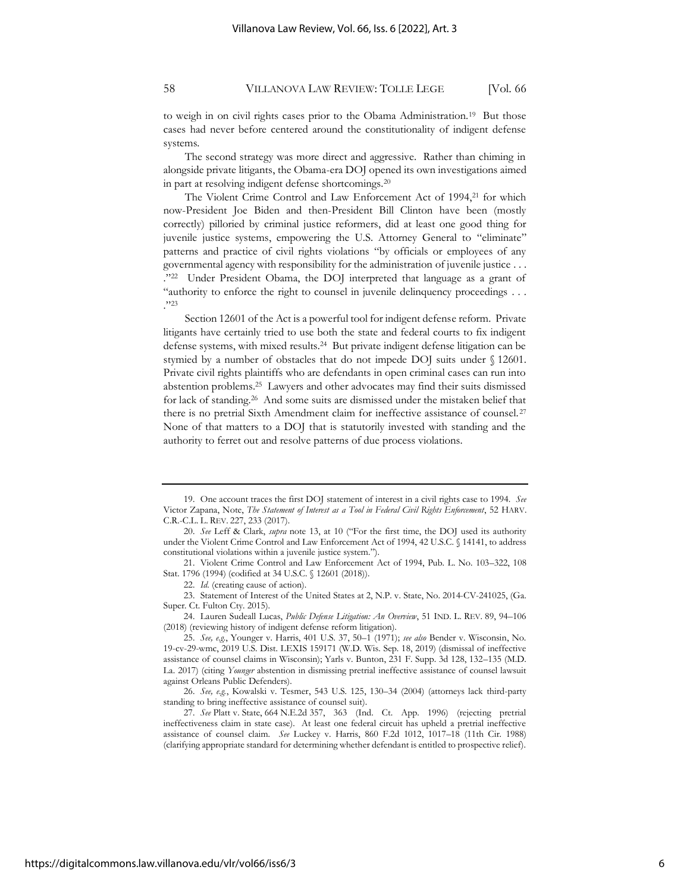to weigh in on civil rights cases prior to the Obama Administration.[19] But those cases had never before centered around the constitutionality of indigent defense systems.

The second strategy was more direct and aggressive. Rather than chiming in alongside private litigants, the Obama-era DOJ opened its own investigations aimed in part at resolving indigent defense shortcomings.[20]

The Violent Crime Control and Law Enforcement Act of 1994,[21] for which now-President Joe Biden and then-President Bill Clinton have been (mostly correctly) pilloried by criminal justice reformers, did at least one good thing for juvenile justice systems, empowering the U.S. Attorney General to "eliminate" patterns and practice of civil rights violations "by officials or employees of any governmental agency with responsibility for the administration of juvenile justice . . . ."[22] Under President Obama, the DOJ interpreted that language as a grant of "authority to enforce the right to counsel in juvenile delinquency proceedings . . . ."[23]

Section 12601 of the Act is a powerful tool for indigent defense reform. Private litigants have certainly tried to use both the state and federal courts to fix indigent defense systems, with mixed results.[24] But private indigent defense litigation can be stymied by a number of obstacles that do not impede DOJ suits under § 12601. Private civil rights plaintiffs who are defendants in open criminal cases can run into abstention problems.[25] Lawyers and other advocates may find their suits dismissed for lack of standing.[26] And some suits are dismissed under the mistaken belief that there is no pretrial Sixth Amendment claim for ineffective assistance of counsel.[27] None of that matters to a DOJ that is statutorily invested with standing and the authority to ferret out and resolve patterns of due process violations.

---

19. One account traces the first DOJ statement of interest in a civil rights case to 1994. *See* Victor Zapana, Note, *The Statement of Interest as a Tool in Federal Civil Rights Enforcement*, 52 HARV. C.R.-C.L. L. REV. 227, 233 (2017).

20. *See* Leff & Clark, *supra* note 13, at 10 ("For the first time, the DOJ used its authority under the Violent Crime Control and Law Enforcement Act of 1994, 42 U.S.C. § 14141, to address constitutional violations within a juvenile justice system.").

21. Violent Crime Control and Law Enforcement Act of 1994, Pub. L. No. 103–322, 108 Stat. 1796 (1994) (codified at 34 U.S.C. § 12601 (2018)).

22. *Id.* (creating cause of action).

23. Statement of Interest of the United States at 2, N.P. v. State, No. 2014-CV-241025, (Ga. Super. Ct. Fulton Cty. 2015).

24. Lauren Sudeall Lucas, *Public Defense Litigation: An Overview*, 51 IND. L. REV. 89, 94–106 (2018) (reviewing history of indigent defense reform litigation).

25. *See, e.g.*, Younger v. Harris, 401 U.S. 37, 50–1 (1971); *see also* Bender v. Wisconsin, No. 19-cv-29-wmc, 2019 U.S. Dist. LEXIS 159171 (W.D. Wis. Sep. 18, 2019) (dismissal of ineffective assistance of counsel claims in Wisconsin); Yarls v. Bunton, 231 F. Supp. 3d 128, 132–135 (M.D. La. 2017) (citing *Younger* abstention in dismissing pretrial ineffective assistance of counsel lawsuit against Orleans Public Defenders).

26. *See, e.g.*, Kowalski v. Tesmer, 543 U.S. 125, 130–34 (2004) (attorneys lack third-party standing to bring ineffective assistance of counsel suit).

27. *See* Platt v. State, 664 N.E.2d 357, 363 (Ind. Ct. App. 1996) (rejecting pretrial ineffectiveness claim in state case). At least one federal circuit has upheld a pretrial ineffective assistance of counsel claim. *See* Luckey v. Harris, 860 F.2d 1012, 1017–18 (11th Cir. 1988) (clarifying appropriate standard for determining whether defendant is entitled to prospective relief).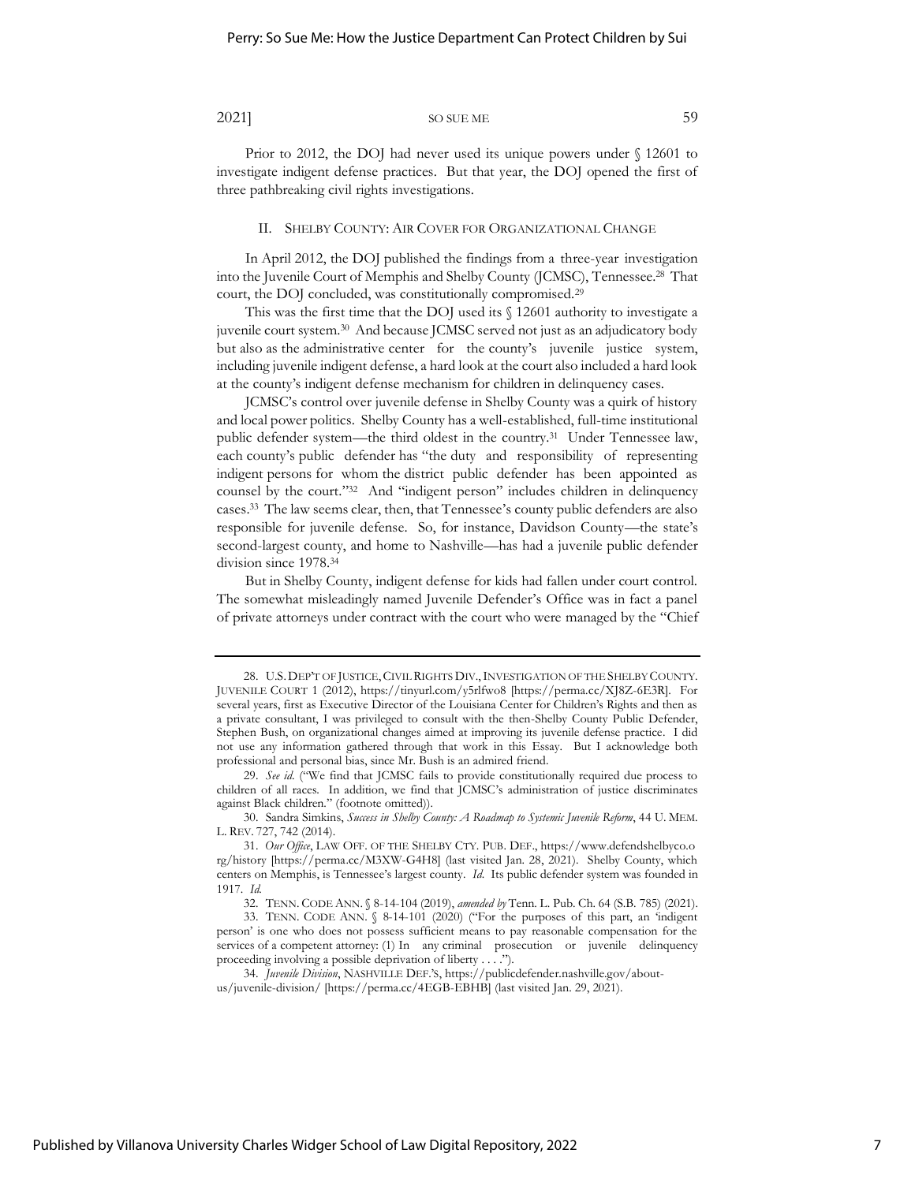Prior to 2012, the DOJ had never used its unique powers under § 12601 to investigate indigent defense practices. But that year, the DOJ opened the first of three pathbreaking civil rights investigations.

## II. SHELBY COUNTY: AIR COVER FOR ORGANIZATIONAL CHANGE

In April 2012, the DOJ published the findings from a three-year investigation into the Juvenile Court of Memphis and Shelby County (JCMSC), Tennessee.[28] That court, the DOJ concluded, was constitutionally compromised.[29]

This was the first time that the DOJ used its § 12601 authority to investigate a juvenile court system.[30] And because JCMSC served not just as an adjudicatory body but also as the administrative center for the county's juvenile justice system, including juvenile indigent defense, a hard look at the court also included a hard look at the county's indigent defense mechanism for children in delinquency cases.

JCMSC's control over juvenile defense in Shelby County was a quirk of history and local power politics. Shelby County has a well-established, full-time institutional public defender system—the third oldest in the country.[31] Under Tennessee law, each county's public defender has "the duty and responsibility of representing indigent persons for whom the district public defender has been appointed as counsel by the court."[32] And "indigent person" includes children in delinquency cases.[33] The law seems clear, then, that Tennessee's county public defenders are also responsible for juvenile defense. So, for instance, Davidson County—the state's second-largest county, and home to Nashville—has had a juvenile public defender division since 1978.[34]

But in Shelby County, indigent defense for kids had fallen under court control. The somewhat misleadingly named Juvenile Defender's Office was in fact a panel of private attorneys under contract with the court who were managed by the "Chief

---

28. U.S. DEP'T OF JUSTICE, CIVIL RIGHTS DIV., INVESTIGATION OF THE SHELBY COUNTY JUVENILE COURT 1 (2012), https://tinyurl.com/y5rlfwo8 [https://perma.cc/XJ8Z-6E3R]. For several years, first as Executive Director of the Louisiana Center for Children's Rights and then as a private consultant, I was privileged to consult with the then-Shelby County Public Defender, Stephen Bush, on organizational changes aimed at improving its juvenile defense practice. I did not use any information gathered through that work in this Essay. But I acknowledge both professional and personal bias, since Mr. Bush is an admired friend.

29. *See id.* ("We find that JCMSC fails to provide constitutionally required due process to children of all races. In addition, we find that JCMSC's administration of justice discriminates against Black children." (footnote omitted)).

30. Sandra Simkins, *Success in Shelby County: A Roadmap to Systemic Juvenile Reform*, 44 U. MEM. L. REV. 727, 742 (2014).

31. *Our Office*, LAW OFF. OF THE SHELBY CTY. PUB. DEF., https://www.defendshelbyco.org/history [https://perma.cc/M3XW-G4H8] (last visited Jan. 28, 2021). Shelby County, which centers on Memphis, is Tennessee's largest county. *Id.* Its public defender system was founded in 1917. *Id.*

32. TENN. CODE ANN. § 8-14-104 (2019), *amended by* Tenn. L. Pub. Ch. 64 (S.B. 785) (2021).

33. TENN. CODE ANN. § 8-14-101 (2020) ("For the purposes of this part, an 'indigent person' is one who does not possess sufficient means to pay reasonable compensation for the services of a competent attorney: (1) In any criminal prosecution or juvenile delinquency proceeding involving a possible deprivation of liberty . . . .").

34. *Juvenile Division*, NASHVILLE DEF.'S, https://publicdefender.nashville.gov/about-us/juvenile-division/ [https://perma.cc/4EGB-EBHB] (last visited Jan. 29, 2021).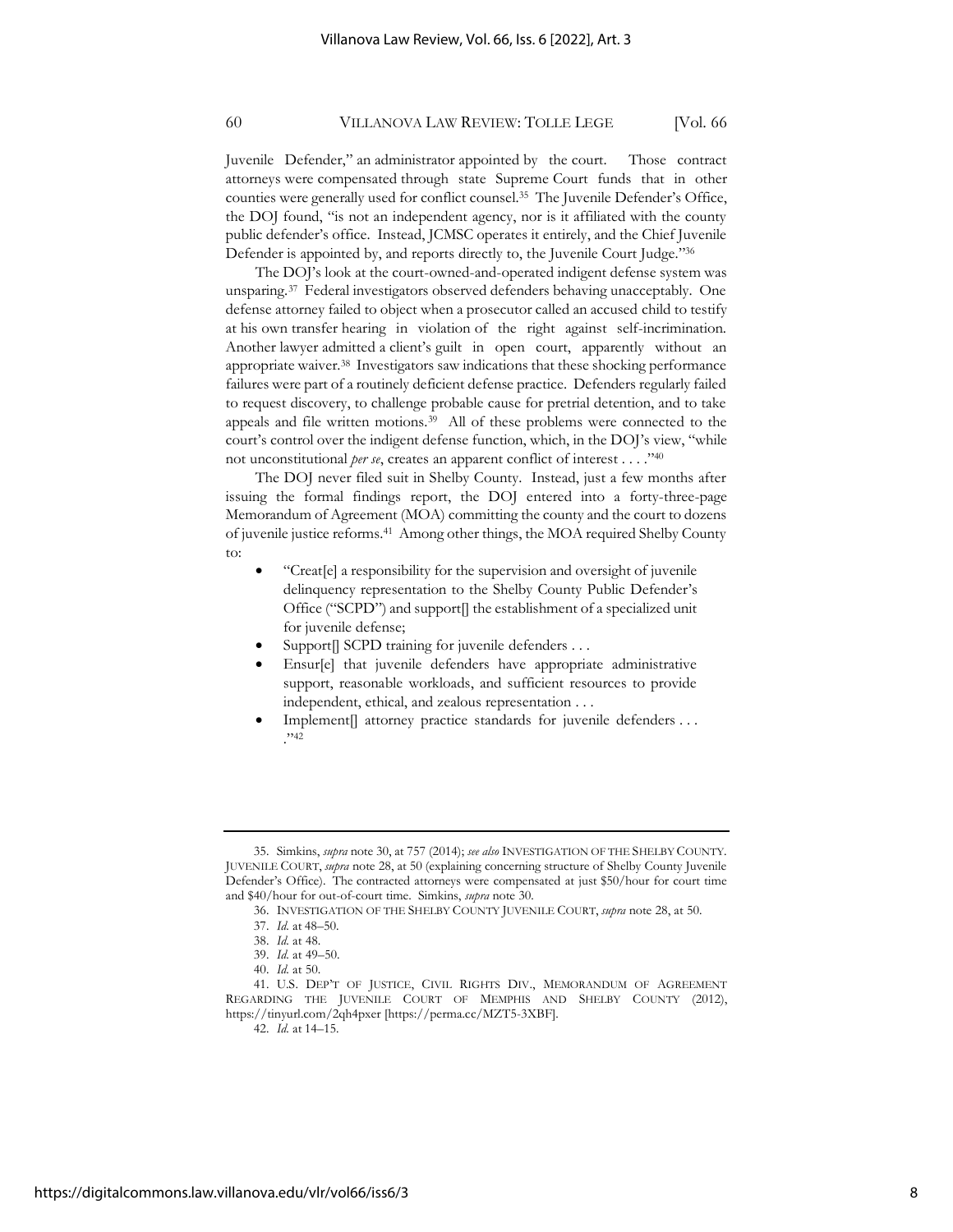Juvenile Defender," an administrator appointed by the court. Those contract attorneys were compensated through state Supreme Court funds that in other counties were generally used for conflict counsel.[35] The Juvenile Defender's Office, the DOJ found, "is not an independent agency, nor is it affiliated with the county public defender's office. Instead, JCMSC operates it entirely, and the Chief Juvenile Defender is appointed by, and reports directly to, the Juvenile Court Judge."[36]

The DOJ's look at the court-owned-and-operated indigent defense system was unsparing.[37] Federal investigators observed defenders behaving unacceptably. One defense attorney failed to object when a prosecutor called an accused child to testify at his own transfer hearing in violation of the right against self-incrimination. Another lawyer admitted a client's guilt in open court, apparently without an appropriate waiver.[38] Investigators saw indications that these shocking performance failures were part of a routinely deficient defense practice. Defenders regularly failed to request discovery, to challenge probable cause for pretrial detention, and to take appeals and file written motions.[39] All of these problems were connected to the court's control over the indigent defense function, which, in the DOJ's view, "while not unconstitutional *per se*, creates an apparent conflict of interest . . . ."[40]

The DOJ never filed suit in Shelby County. Instead, just a few months after issuing the formal findings report, the DOJ entered into a forty-three-page Memorandum of Agreement (MOA) committing the county and the court to dozens of juvenile justice reforms.[41] Among other things, the MOA required Shelby County to:

- "Creat[e] a responsibility for the supervision and oversight of juvenile delinquency representation to the Shelby County Public Defender's Office ("SCPD") and support[] the establishment of a specialized unit for juvenile defense;
- Support[] SCPD training for juvenile defenders . . .
- Ensur[e] that juvenile defenders have appropriate administrative support, reasonable workloads, and sufficient resources to provide independent, ethical, and zealous representation . . .
- Implement[] attorney practice standards for juvenile defenders . . . ."[42]

---

35. Simkins, *supra* note 30, at 757 (2014); *see also* INVESTIGATION OF THE SHELBY COUNTY. JUVENILE COURT, *supra* note 28, at 50 (explaining concerning structure of Shelby County Juvenile Defender's Office). The contracted attorneys were compensated at just $50/hour for court time and $40/hour for out-of-court time. Simkins, *supra* note 30.

36. INVESTIGATION OF THE SHELBY COUNTY JUVENILE COURT, *supra* note 28, at 50.

37. *Id.* at 48–50.

38. *Id.* at 48.

39. *Id.* at 49–50.

40. *Id.* at 50.

41. U.S. DEP'T OF JUSTICE, CIVIL RIGHTS DIV., MEMORANDUM OF AGREEMENT REGARDING THE JUVENILE COURT OF MEMPHIS AND SHELBY COUNTY (2012), https://tinyurl.com/2qh4pxer [https://perma.cc/MZT5-3XBF].

42. *Id.* at 14–15.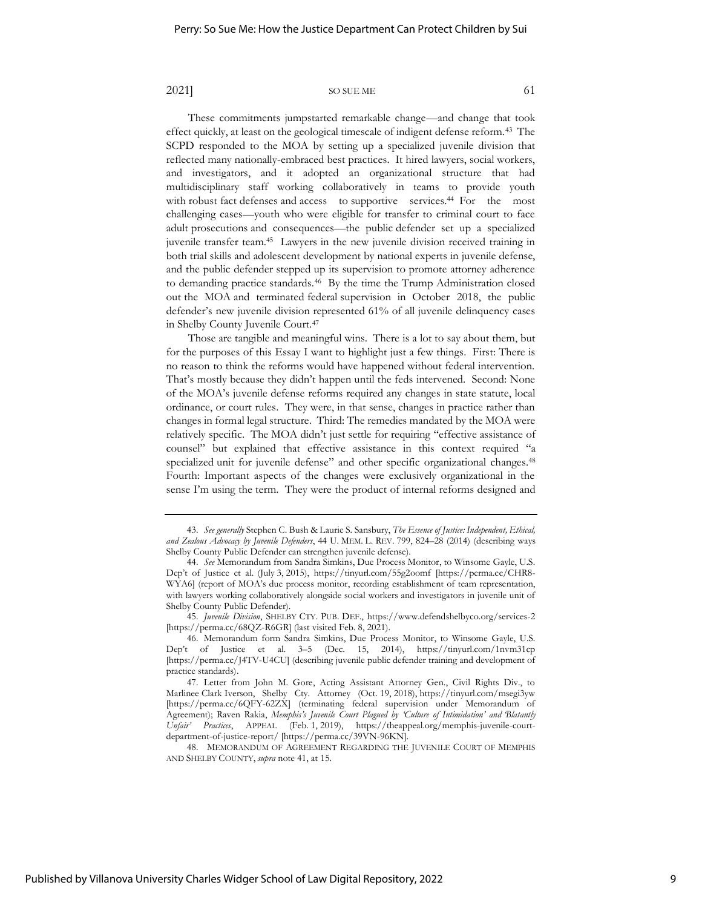These commitments jumpstarted remarkable change—and change that took effect quickly, at least on the geological timescale of indigent defense reform.[43] The SCPD responded to the MOA by setting up a specialized juvenile division that reflected many nationally-embraced best practices. It hired lawyers, social workers, and investigators, and it adopted an organizational structure that had multidisciplinary staff working collaboratively in teams to provide youth with robust fact defenses and access to supportive services.[44] For the most challenging cases—youth who were eligible for transfer to criminal court to face adult prosecutions and consequences—the public defender set up a specialized juvenile transfer team.[45] Lawyers in the new juvenile division received training in both trial skills and adolescent development by national experts in juvenile defense, and the public defender stepped up its supervision to promote attorney adherence to demanding practice standards.[46] By the time the Trump Administration closed out the MOA and terminated federal supervision in October 2018, the public defender's new juvenile division represented 61% of all juvenile delinquency cases in Shelby County Juvenile Court.[47]

Those are tangible and meaningful wins. There is a lot to say about them, but for the purposes of this Essay I want to highlight just a few things. First: There is no reason to think the reforms would have happened without federal intervention. That's mostly because they didn't happen until the feds intervened. Second: None of the MOA's juvenile defense reforms required any changes in state statute, local ordinance, or court rules. They were, in that sense, changes in practice rather than changes in formal legal structure. Third: The remedies mandated by the MOA were relatively specific. The MOA didn't just settle for requiring "effective assistance of counsel" but explained that effective assistance in this context required "a specialized unit for juvenile defense" and other specific organizational changes.[48] Fourth: Important aspects of the changes were exclusively organizational in the sense I'm using the term. They were the product of internal reforms designed and

---

43. *See generally* Stephen C. Bush & Laurie S. Sansbury, *The Essence of Justice: Independent, Ethical, and Zealous Advocacy by Juvenile Defenders*, 44 U. MEM. L. REV. 799, 824–28 (2014) (describing ways Shelby County Public Defender can strengthen juvenile defense).

44. *See* Memorandum from Sandra Simkins, Due Process Monitor, to Winsome Gayle, U.S. Dep't of Justice et al. (July 3, 2015), https://tinyurl.com/55g2oomf [https://perma.cc/CHR8-WYA6] (report of MOA's due process monitor, recording establishment of team representation, with lawyers working collaboratively alongside social workers and investigators in juvenile unit of Shelby County Public Defender).

45. *Juvenile Division*, SHELBY CTY. PUB. DEF., https://www.defendshelbyco.org/services-2 [https://perma.cc/68QZ-R6GR] (last visited Feb. 8, 2021).

46. Memorandum form Sandra Simkins, Due Process Monitor, to Winsome Gayle, U.S. Dep't of Justice et al. 3–5 (Dec. 15, 2014), https://tinyurl.com/1nvm31cp [https://perma.cc/J4TV-U4CU] (describing juvenile public defender training and development of practice standards).

47. Letter from John M. Gore, Acting Assistant Attorney Gen., Civil Rights Div., to Marlinee Clark Iverson, Shelby Cty. Attorney (Oct. 19, 2018), https://tinyurl.com/msegi3yw [https://perma.cc/6QFY-62ZX] (terminating federal supervision under Memorandum of Agreement); Raven Rakia, *Memphis's Juvenile Court Plagued by 'Culture of Intimidation' and 'Blatantly Unfair' Practices*, APPEAL (Feb. 1, 2019), https://theappeal.org/memphis-juvenile-court-department-of-justice-report/ [https://perma.cc/39VN-96KN].

48. MEMORANDUM OF AGREEMENT REGARDING THE JUVENILE COURT OF MEMPHIS AND SHELBY COUNTY, *supra* note 41, at 15.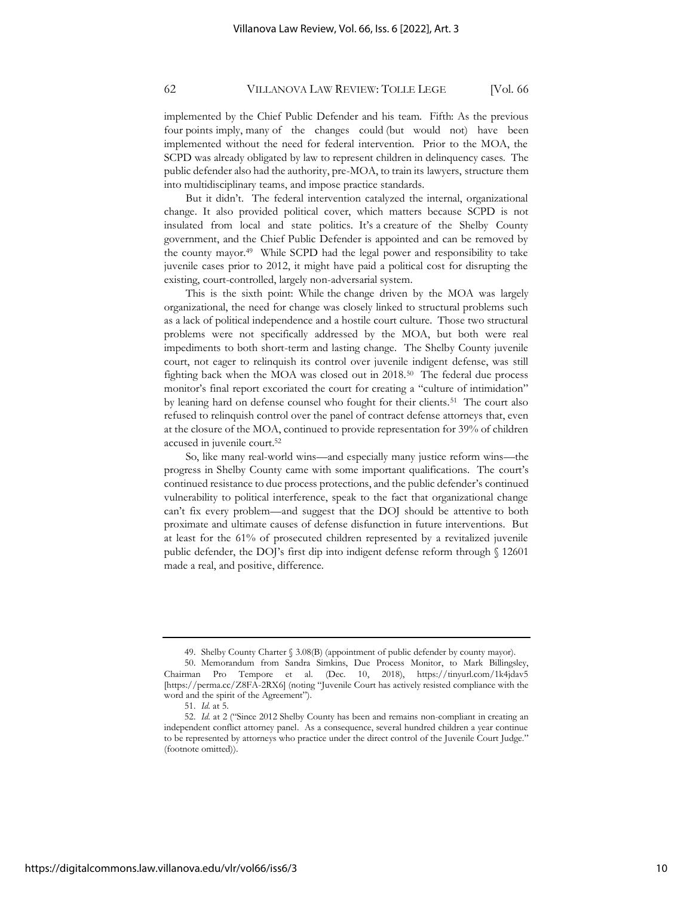implemented by the Chief Public Defender and his team. Fifth: As the previous four points imply, many of the changes could (but would not) have been implemented without the need for federal intervention. Prior to the MOA, the SCPD was already obligated by law to represent children in delinquency cases. The public defender also had the authority, pre-MOA, to train its lawyers, structure them into multidisciplinary teams, and impose practice standards.

But it didn't. The federal intervention catalyzed the internal, organizational change. It also provided political cover, which matters because SCPD is not insulated from local and state politics. It's a creature of the Shelby County government, and the Chief Public Defender is appointed and can be removed by the county mayor.[49] While SCPD had the legal power and responsibility to take juvenile cases prior to 2012, it might have paid a political cost for disrupting the existing, court-controlled, largely non-adversarial system.

This is the sixth point: While the change driven by the MOA was largely organizational, the need for change was closely linked to structural problems such as a lack of political independence and a hostile court culture. Those two structural problems were not specifically addressed by the MOA, but both were real impediments to both short-term and lasting change. The Shelby County juvenile court, not eager to relinquish its control over juvenile indigent defense, was still fighting back when the MOA was closed out in 2018.[50] The federal due process monitor's final report excoriated the court for creating a "culture of intimidation" by leaning hard on defense counsel who fought for their clients.[51] The court also refused to relinquish control over the panel of contract defense attorneys that, even at the closure of the MOA, continued to provide representation for 39% of children accused in juvenile court.[52]

So, like many real-world wins—and especially many justice reform wins—the progress in Shelby County came with some important qualifications. The court's continued resistance to due process protections, and the public defender's continued vulnerability to political interference, speak to the fact that organizational change can't fix every problem—and suggest that the DOJ should be attentive to both proximate and ultimate causes of defense disfunction in future interventions. But at least for the 61% of prosecuted children represented by a revitalized juvenile public defender, the DOJ's first dip into indigent defense reform through § 12601 made a real, and positive, difference.

---

49. Shelby County Charter § 3.08(B) (appointment of public defender by county mayor).

50. Memorandum from Sandra Simkins, Due Process Monitor, to Mark Billingsley, Chairman Pro Tempore et al. (Dec. 10, 2018), https://tinyurl.com/1k4jdav5 [https://perma.cc/Z8FA-2RX6] (noting "Juvenile Court has actively resisted compliance with the word and the spirit of the Agreement").

51. *Id.* at 5.

52. *Id.* at 2 ("Since 2012 Shelby County has been and remains non-compliant in creating an independent conflict attorney panel. As a consequence, several hundred children a year continue to be represented by attorneys who practice under the direct control of the Juvenile Court Judge." (footnote omitted)).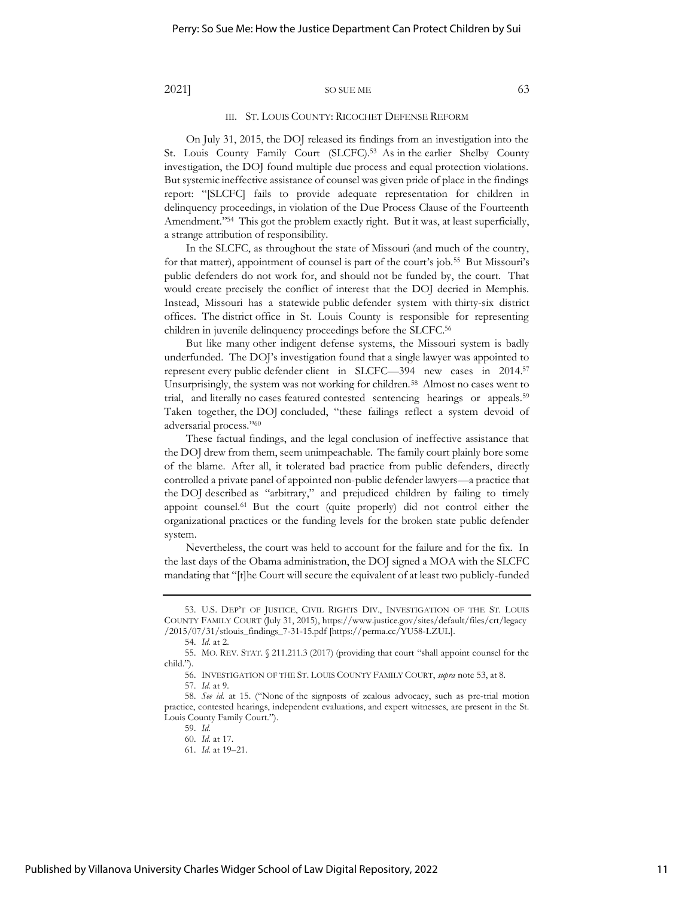## III. ST. LOUIS COUNTY: RICOCHET DEFENSE REFORM

On July 31, 2015, the DOJ released its findings from an investigation into the St. Louis County Family Court (SLCFC).[53] As in the earlier Shelby County investigation, the DOJ found multiple due process and equal protection violations. But systemic ineffective assistance of counsel was given pride of place in the findings report: "[SLCFC] fails to provide adequate representation for children in delinquency proceedings, in violation of the Due Process Clause of the Fourteenth Amendment."[54] This got the problem exactly right. But it was, at least superficially, a strange attribution of responsibility.

In the SLCFC, as throughout the state of Missouri (and much of the country, for that matter), appointment of counsel is part of the court's job.[55] But Missouri's public defenders do not work for, and should not be funded by, the court. That would create precisely the conflict of interest that the DOJ decried in Memphis. Instead, Missouri has a statewide public defender system with thirty-six district offices. The district office in St. Louis County is responsible for representing children in juvenile delinquency proceedings before the SLCFC.[56]

But like many other indigent defense systems, the Missouri system is badly underfunded. The DOJ's investigation found that a single lawyer was appointed to represent every public defender client in SLCFC—394 new cases in 2014.[57] Unsurprisingly, the system was not working for children.[58] Almost no cases went to trial, and literally no cases featured contested sentencing hearings or appeals.[59] Taken together, the DOJ concluded, "these failings reflect a system devoid of adversarial process."[60]

These factual findings, and the legal conclusion of ineffective assistance that the DOJ drew from them, seem unimpeachable. The family court plainly bore some of the blame. After all, it tolerated bad practice from public defenders, directly controlled a private panel of appointed non-public defender lawyers—a practice that the DOJ described as "arbitrary," and prejudiced children by failing to timely appoint counsel.[61] But the court (quite properly) did not control either the organizational practices or the funding levels for the broken state public defender system.

Nevertheless, the court was held to account for the failure and for the fix. In the last days of the Obama administration, the DOJ signed a MOA with the SLCFC mandating that "[t]he Court will secure the equivalent of at least two publicly-funded

---

53. U.S. DEP'T OF JUSTICE, CIVIL RIGHTS DIV., INVESTIGATION OF THE ST. LOUIS COUNTY FAMILY COURT (July 31, 2015), https://www.justice.gov/sites/default/files/crt/legacy/2015/07/31/stlouis_findings_7-31-15.pdf [https://perma.cc/YU58-LZUL].

54. *Id.* at 2.

55. MO. REV. STAT. § 211.211.3 (2017) (providing that court "shall appoint counsel for the child.").

56. INVESTIGATION OF THE ST. LOUIS COUNTY FAMILY COURT, *supra* note 53, at 8.

57. *Id.* at 9.

58. *See id.* at 15. ("None of the signposts of zealous advocacy, such as pre-trial motion practice, contested hearings, independent evaluations, and expert witnesses, are present in the St. Louis County Family Court.").

59. *Id.*

60. *Id.* at 17.

61. *Id.* at 19–21.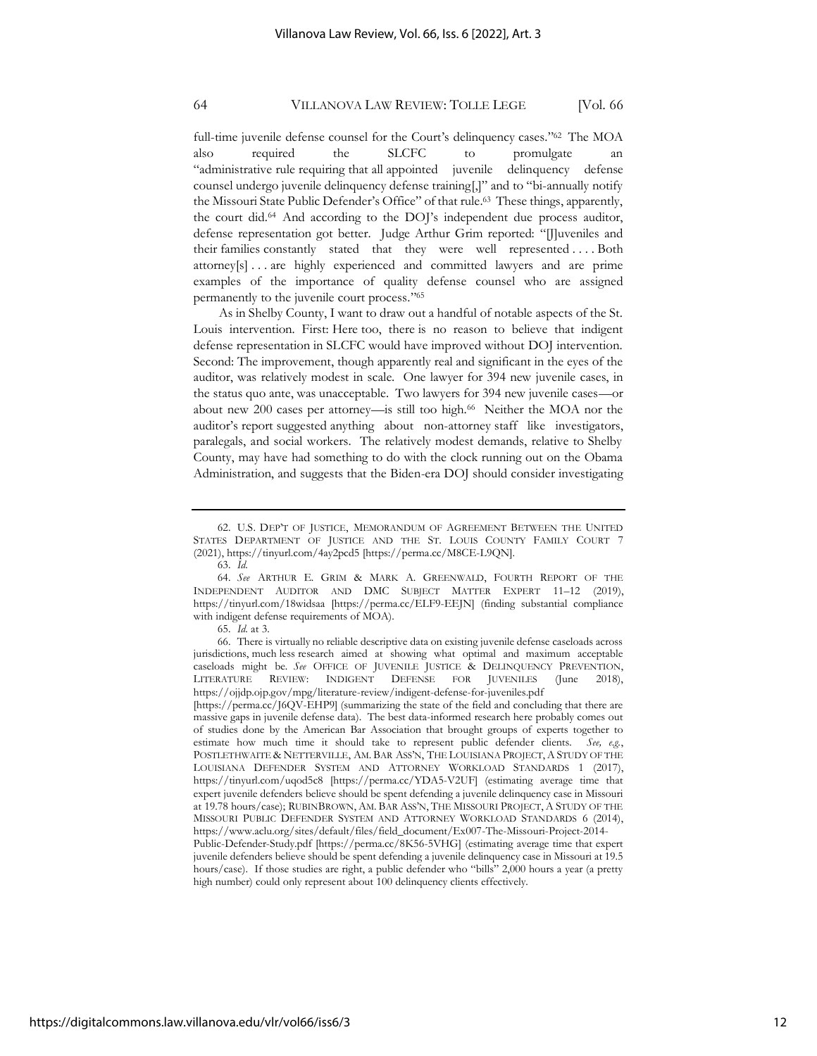full-time juvenile defense counsel for the Court's delinquency cases."[62] The MOA also required the SLCFC to promulgate an "administrative rule requiring that all appointed juvenile delinquency defense counsel undergo juvenile delinquency defense training[,]" and to "bi-annually notify the Missouri State Public Defender's Office" of that rule.[63] These things, apparently, the court did.[64] And according to the DOJ's independent due process auditor, defense representation got better. Judge Arthur Grim reported: "[J]uveniles and their families constantly stated that they were well represented . . . . Both attorney[s] . . . are highly experienced and committed lawyers and are prime examples of the importance of quality defense counsel who are assigned permanently to the juvenile court process."[65]

As in Shelby County, I want to draw out a handful of notable aspects of the St. Louis intervention. First: Here too, there is no reason to believe that indigent defense representation in SLCFC would have improved without DOJ intervention. Second: The improvement, though apparently real and significant in the eyes of the auditor, was relatively modest in scale. One lawyer for 394 new juvenile cases, in the status quo ante, was unacceptable. Two lawyers for 394 new juvenile cases—or about new 200 cases per attorney—is still too high.[66] Neither the MOA nor the auditor's report suggested anything about non-attorney staff like investigators, paralegals, and social workers. The relatively modest demands, relative to Shelby County, may have had something to do with the clock running out on the Obama Administration, and suggests that the Biden-era DOJ should consider investigating

---

62. U.S. DEP'T OF JUSTICE, MEMORANDUM OF AGREEMENT BETWEEN THE UNITED STATES DEPARTMENT OF JUSTICE AND THE ST. LOUIS COUNTY FAMILY COURT 7 (2021), https://tinyurl.com/4ay2pcd5 [https://perma.cc/M8CE-L9QN].

63. *Id.*

64. *See* ARTHUR E. GRIM & MARK A. GREENWALD, FOURTH REPORT OF THE INDEPENDENT AUDITOR AND DMC SUBJECT MATTER EXPERT 11–12 (2019), https://tinyurl.com/18widsaa [https://perma.cc/ELF9-EEJN] (finding substantial compliance with indigent defense requirements of MOA).

65. *Id.* at 3.

66. There is virtually no reliable descriptive data on existing juvenile defense caseloads across jurisdictions, much less research aimed at showing what optimal and maximum acceptable caseloads might be. *See* OFFICE OF JUVENILE JUSTICE & DELINQUENCY PREVENTION, LITERATURE REVIEW: INDIGENT DEFENSE FOR JUVENILES (June 2018), https://ojjdp.ojp.gov/mpg/literature-review/indigent-defense-for-juveniles.pdf [https://perma.cc/J6QV-EHP9] (summarizing the state of the field and concluding that there are massive gaps in juvenile defense data). The best data-informed research here probably comes out of studies done by the American Bar Association that brought groups of experts together to estimate how much time it should take to represent public defender clients. *See, e.g.*, POSTLETHWAITE & NETTERVILLE, AM. BAR ASS'N, THE LOUISIANA PROJECT, A STUDY OF THE LOUISIANA DEFENDER SYSTEM AND ATTORNEY WORKLOAD STANDARDS 1 (2017), https://tinyurl.com/uqod5c8 [https://perma.cc/YDA5-V2UF] (estimating average time that expert juvenile defenders believe should be spent defending a juvenile delinquency case in Missouri at 19.78 hours/case); RUBINBROWN, AM. BAR ASS'N, THE MISSOURI PROJECT, A STUDY OF THE MISSOURI PUBLIC DEFENDER SYSTEM AND ATTORNEY WORKLOAD STANDARDS 6 (2014), https://www.aclu.org/sites/default/files/field_document/Ex007-The-Missouri-Project-2014-Public-Defender-Study.pdf [https://perma.cc/8K56-5VHG] (estimating average time that expert juvenile defenders believe should be spent defending a juvenile delinquency case in Missouri at 19.5 hours/case). If those studies are right, a public defender who "bills" 2,000 hours a year (a pretty high number) could only represent about 100 delinquency clients effectively.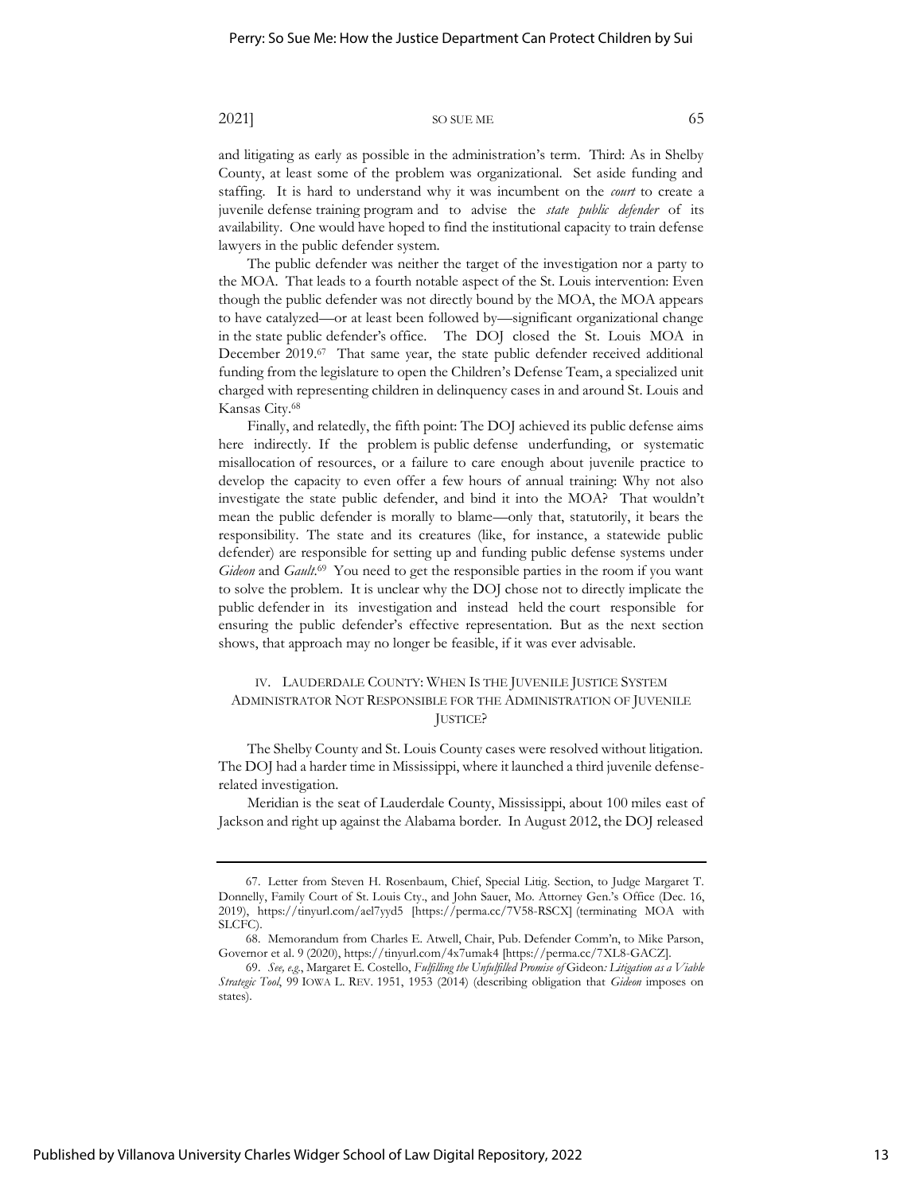and litigating as early as possible in the administration's term. Third: As in Shelby County, at least some of the problem was organizational. Set aside funding and staffing. It is hard to understand why it was incumbent on the *court* to create a juvenile defense training program and to advise the *state public defender* of its availability. One would have hoped to find the institutional capacity to train defense lawyers in the public defender system.

The public defender was neither the target of the investigation nor a party to the MOA. That leads to a fourth notable aspect of the St. Louis intervention: Even though the public defender was not directly bound by the MOA, the MOA appears to have catalyzed—or at least been followed by—significant organizational change in the state public defender's office. The DOJ closed the St. Louis MOA in December 2019.[67] That same year, the state public defender received additional funding from the legislature to open the Children's Defense Team, a specialized unit charged with representing children in delinquency cases in and around St. Louis and Kansas City.[68]

Finally, and relatedly, the fifth point: The DOJ achieved its public defense aims here indirectly. If the problem is public defense underfunding, or systematic misallocation of resources, or a failure to care enough about juvenile practice to develop the capacity to even offer a few hours of annual training: Why not also investigate the state public defender, and bind it into the MOA? That wouldn't mean the public defender is morally to blame—only that, statutorily, it bears the responsibility. The state and its creatures (like, for instance, a statewide public defender) are responsible for setting up and funding public defense systems under *Gideon* and *Gault*.[69] You need to get the responsible parties in the room if you want to solve the problem. It is unclear why the DOJ chose not to directly implicate the public defender in its investigation and instead held the court responsible for ensuring the public defender's effective representation. But as the next section shows, that approach may no longer be feasible, if it was ever advisable.

## IV. Lauderdale County: When Is the Juvenile Justice System Administrator Not Responsible for the Administration of Juvenile Justice?

The Shelby County and St. Louis County cases were resolved without litigation. The DOJ had a harder time in Mississippi, where it launched a third juvenile defense-related investigation.

Meridian is the seat of Lauderdale County, Mississippi, about 100 miles east of Jackson and right up against the Alabama border. In August 2012, the DOJ released

---

67. Letter from Steven H. Rosenbaum, Chief, Special Litig. Section, to Judge Margaret T. Donnelly, Family Court of St. Louis Cty., and John Sauer, Mo. Attorney Gen.'s Office (Dec. 16, 2019), https://tinyurl.com/ael7yyd5 [https://perma.cc/7V58-RSCX] (terminating MOA with SLCFC).

68. Memorandum from Charles E. Atwell, Chair, Pub. Defender Comm'n, to Mike Parson, Governor et al. 9 (2020), https://tinyurl.com/4x7umak4 [https://perma.cc/7XL8-GACZ].

69. *See, e.g.*, Margaret E. Costello, *Fulfilling the Unfulfilled Promise of* Gideon*: Litigation as a Viable Strategic Tool*, 99 IOWA L. REV. 1951, 1953 (2014) (describing obligation that *Gideon* imposes on states).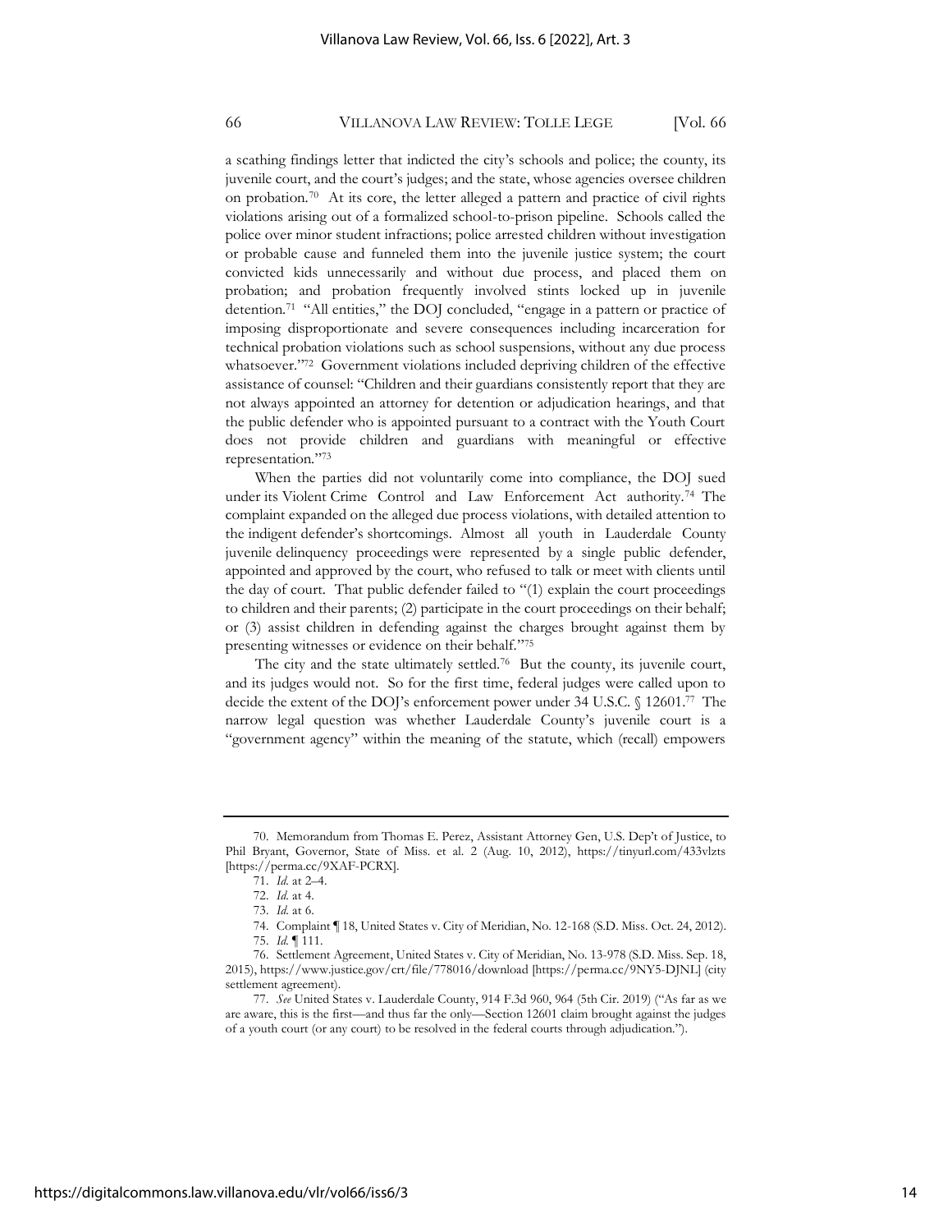a scathing findings letter that indicted the city's schools and police; the county, its juvenile court, and the court's judges; and the state, whose agencies oversee children on probation.[70] At its core, the letter alleged a pattern and practice of civil rights violations arising out of a formalized school-to-prison pipeline. Schools called the police over minor student infractions; police arrested children without investigation or probable cause and funneled them into the juvenile justice system; the court convicted kids unnecessarily and without due process, and placed them on probation; and probation frequently involved stints locked up in juvenile detention.[71] "All entities," the DOJ concluded, "engage in a pattern or practice of imposing disproportionate and severe consequences including incarceration for technical probation violations such as school suspensions, without any due process whatsoever."[72] Government violations included depriving children of the effective assistance of counsel: "Children and their guardians consistently report that they are not always appointed an attorney for detention or adjudication hearings, and that the public defender who is appointed pursuant to a contract with the Youth Court does not provide children and guardians with meaningful or effective representation."[73]

When the parties did not voluntarily come into compliance, the DOJ sued under its Violent Crime Control and Law Enforcement Act authority.[74] The complaint expanded on the alleged due process violations, with detailed attention to the indigent defender's shortcomings. Almost all youth in Lauderdale County juvenile delinquency proceedings were represented by a single public defender, appointed and approved by the court, who refused to talk or meet with clients until the day of court. That public defender failed to "(1) explain the court proceedings to children and their parents; (2) participate in the court proceedings on their behalf; or (3) assist children in defending against the charges brought against them by presenting witnesses or evidence on their behalf."[75]

The city and the state ultimately settled.[76] But the county, its juvenile court, and its judges would not. So for the first time, federal judges were called upon to decide the extent of the DOJ's enforcement power under 34 U.S.C. § 12601.[77] The narrow legal question was whether Lauderdale County's juvenile court is a "government agency" within the meaning of the statute, which (recall) empowers

---

70. Memorandum from Thomas E. Perez, Assistant Attorney Gen, U.S. Dep't of Justice, to Phil Bryant, Governor, State of Miss. et al. 2 (Aug. 10, 2012), https://tinyurl.com/433vlzts [https://perma.cc/9XAF-PCRX].

71. *Id.* at 2–4.

72. *Id.* at 4.

73. *Id.* at 6.

74. Complaint ¶ 18, United States v. City of Meridian, No. 12-168 (S.D. Miss. Oct. 24, 2012).

75. *Id.* ¶ 111.

76. Settlement Agreement, United States v. City of Meridian, No. 13-978 (S.D. Miss. Sep. 18, 2015), https://www.justice.gov/crt/file/778016/download [https://perma.cc/9NY5-DJNL] (city settlement agreement).

77. *See* United States v. Lauderdale County, 914 F.3d 960, 964 (5th Cir. 2019) ("As far as we are aware, this is the first—and thus far the only—Section 12601 claim brought against the judges of a youth court (or any court) to be resolved in the federal courts through adjudication.").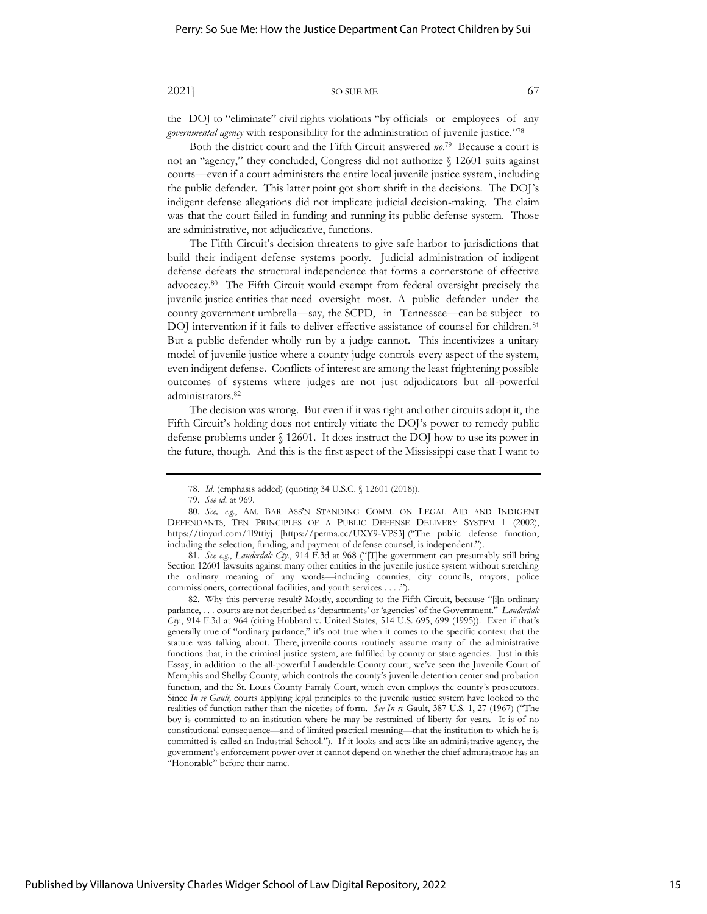the DOJ to "eliminate" civil rights violations "by officials or employees of any *governmental agency* with responsibility for the administration of juvenile justice."[78]

Both the district court and the Fifth Circuit answered *no*.[79] Because a court is not an "agency," they concluded, Congress did not authorize § 12601 suits against courts—even if a court administers the entire local juvenile justice system, including the public defender. This latter point got short shrift in the decisions. The DOJ's indigent defense allegations did not implicate judicial decision-making. The claim was that the court failed in funding and running its public defense system. Those are administrative, not adjudicative, functions.

The Fifth Circuit's decision threatens to give safe harbor to jurisdictions that build their indigent defense systems poorly. Judicial administration of indigent defense defeats the structural independence that forms a cornerstone of effective advocacy.[80] The Fifth Circuit would exempt from federal oversight precisely the juvenile justice entities that need oversight most. A public defender under the county government umbrella—say, the SCPD, in Tennessee—can be subject to DOJ intervention if it fails to deliver effective assistance of counsel for children.[81] But a public defender wholly run by a judge cannot. This incentivizes a unitary model of juvenile justice where a county judge controls every aspect of the system, even indigent defense. Conflicts of interest are among the least frightening possible outcomes of systems where judges are not just adjudicators but all-powerful administrators.[82]

The decision was wrong. But even if it was right and other circuits adopt it, the Fifth Circuit's holding does not entirely vitiate the DOJ's power to remedy public defense problems under § 12601. It does instruct the DOJ how to use its power in the future, though. And this is the first aspect of the Mississippi case that I want to

---

78. *Id.* (emphasis added) (quoting 34 U.S.C. § 12601 (2018)).

79. *See id.* at 969.

80. *See, e.g.*, AM. BAR ASS'N STANDING COMM. ON LEGAL AID AND INDIGENT DEFENDANTS, TEN PRINCIPLES OF A PUBLIC DEFENSE DELIVERY SYSTEM 1 (2002), https://tinyurl.com/1l9ttiyj [https://perma.cc/UXY9-VPS3] ("The public defense function, including the selection, funding, and payment of defense counsel, is independent.").

81. *See e.g.*, *Lauderdale Cty.*, 914 F.3d at 968 ("[T]he government can presumably still bring Section 12601 lawsuits against many other entities in the juvenile justice system without stretching the ordinary meaning of any words—including counties, city councils, mayors, police commissioners, correctional facilities, and youth services . . . .").

82. Why this perverse result? Mostly, according to the Fifth Circuit, because "[i]n ordinary parlance, . . . courts are not described as 'departments' or 'agencies' of the Government." *Lauderdale Cty.*, 914 F.3d at 964 (citing Hubbard v. United States, 514 U.S. 695, 699 (1995)). Even if that's generally true of "ordinary parlance," it's not true when it comes to the specific context that the statute was talking about. There, juvenile courts routinely assume many of the administrative functions that, in the criminal justice system, are fulfilled by county or state agencies. Just in this Essay, in addition to the all-powerful Lauderdale County court, we've seen the Juvenile Court of Memphis and Shelby County, which controls the county's juvenile detention center and probation function, and the St. Louis County Family Court, which even employs the county's prosecutors. Since *In re Gault,* courts applying legal principles to the juvenile justice system have looked to the realities of function rather than the niceties of form. *See In re* Gault, 387 U.S. 1, 27 (1967) ("The boy is committed to an institution where he may be restrained of liberty for years. It is of no constitutional consequence—and of limited practical meaning—that the institution to which he is committed is called an Industrial School."). If it looks and acts like an administrative agency, the government's enforcement power over it cannot depend on whether the chief administrator has an "Honorable" before their name.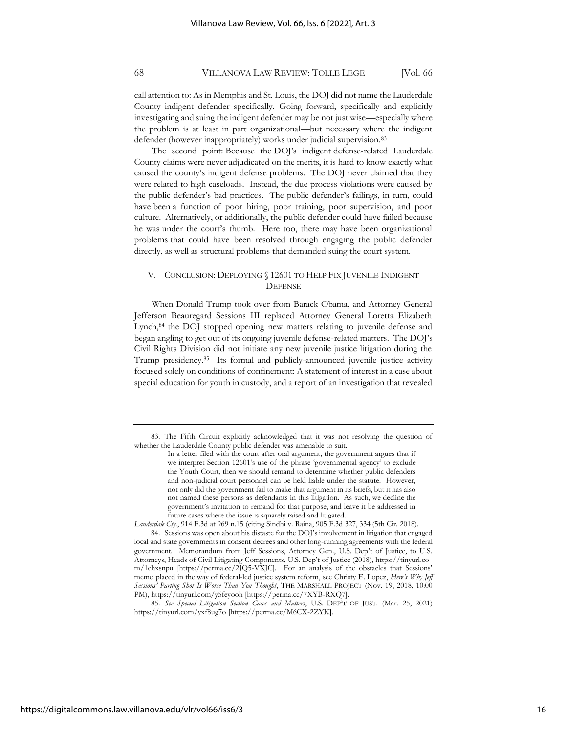call attention to: As in Memphis and St. Louis, the DOJ did not name the Lauderdale County indigent defender specifically. Going forward, specifically and explicitly investigating and suing the indigent defender may be not just wise—especially where the problem is at least in part organizational—but necessary where the indigent defender (however inappropriately) works under judicial supervision.[83]

The second point: Because the DOJ's indigent defense-related Lauderdale County claims were never adjudicated on the merits, it is hard to know exactly what caused the county's indigent defense problems. The DOJ never claimed that they were related to high caseloads. Instead, the due process violations were caused by the public defender's bad practices. The public defender's failings, in turn, could have been a function of poor hiring, poor training, poor supervision, and poor culture. Alternatively, or additionally, the public defender could have failed because he was under the court's thumb. Here too, there may have been organizational problems that could have been resolved through engaging the public defender directly, as well as structural problems that demanded suing the court system.

## V. Conclusion: Deploying § 12601 to Help Fix Juvenile Indigent Defense

When Donald Trump took over from Barack Obama, and Attorney General Jefferson Beauregard Sessions III replaced Attorney General Loretta Elizabeth Lynch,[84] the DOJ stopped opening new matters relating to juvenile defense and began angling to get out of its ongoing juvenile defense-related matters. The DOJ's Civil Rights Division did not initiate any new juvenile justice litigation during the Trump presidency.[85] Its formal and publicly-announced juvenile justice activity focused solely on conditions of confinement: A statement of interest in a case about special education for youth in custody, and a report of an investigation that revealed

---

83. The Fifth Circuit explicitly acknowledged that it was not resolving the question of whether the Lauderdale County public defender was amenable to suit.

> In a letter filed with the court after oral argument, the government argues that if we interpret Section 12601's use of the phrase 'governmental agency' to exclude the Youth Court, then we should remand to determine whether public defenders and non-judicial court personnel can be held liable under the statute. However, not only did the government fail to make that argument in its briefs, but it has also not named these persons as defendants in this litigation. As such, we decline the government's invitation to remand for that purpose, and leave it be addressed in future cases where the issue is squarely raised and litigated.

*Lauderdale Cty.*, 914 F.3d at 969 n.15 (citing Sindhi v. Raina, 905 F.3d 327, 334 (5th Cir. 2018).

84. Sessions was open about his distaste for the DOJ's involvement in litigation that engaged local and state governments in consent decrees and other long-running agreements with the federal government. Memorandum from Jeff Sessions, Attorney Gen., U.S. Dep't of Justice, to U.S. Attorneys, Heads of Civil Litigating Components, U.S. Dep't of Justice (2018), https://tinyurl.com/1ehxsnpu [https://perma.cc/2JQ5-VXJC]. For an analysis of the obstacles that Sessions' memo placed in the way of federal-led justice system reform, see Christy E. Lopez, *Here's Why Jeff Sessions' Parting Shot Is Worse Than You Thought*, THE MARSHALL PROJECT (Nov. 19, 2018, 10:00 PM), https://tinyurl.com/y5feyooh [https://perma.cc/7XYB-RXQ7].

85. *See Special Litigation Section Cases and Matters*, U.S. DEP'T OF JUST. (Mar. 25, 2021) https://tinyurl.com/yxf8ug7o [https://perma.cc/M6CX-2ZYK].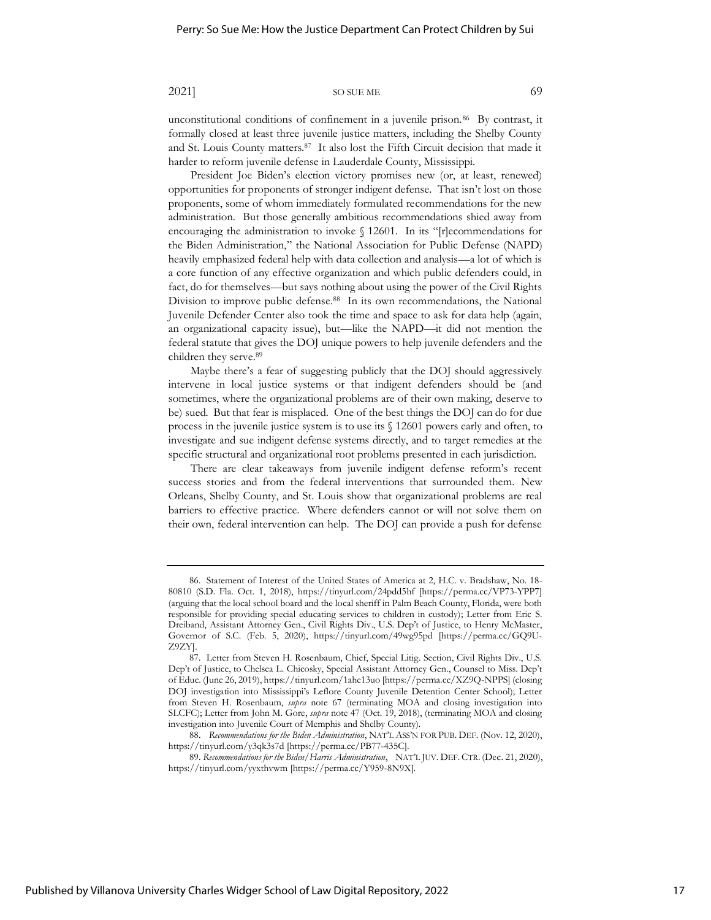unconstitutional conditions of confinement in a juvenile prison.[86] By contrast, it formally closed at least three juvenile justice matters, including the Shelby County and St. Louis County matters.[87] It also lost the Fifth Circuit decision that made it harder to reform juvenile defense in Lauderdale County, Mississippi.

President Joe Biden's election victory promises new (or, at least, renewed) opportunities for proponents of stronger indigent defense. That isn't lost on those proponents, some of whom immediately formulated recommendations for the new administration. But those generally ambitious recommendations shied away from encouraging the administration to invoke § 12601. In its "[r]ecommendations for the Biden Administration," the National Association for Public Defense (NAPD) heavily emphasized federal help with data collection and analysis—a lot of which is a core function of any effective organization and which public defenders could, in fact, do for themselves—but says nothing about using the power of the Civil Rights Division to improve public defense.[88] In its own recommendations, the National Juvenile Defender Center also took the time and space to ask for data help (again, an organizational capacity issue), but—like the NAPD—it did not mention the federal statute that gives the DOJ unique powers to help juvenile defenders and the children they serve.[89]

Maybe there's a fear of suggesting publicly that the DOJ should aggressively intervene in local justice systems or that indigent defenders should be (and sometimes, where the organizational problems are of their own making, deserve to be) sued. But that fear is misplaced. One of the best things the DOJ can do for due process in the juvenile justice system is to use its § 12601 powers early and often, to investigate and sue indigent defense systems directly, and to target remedies at the specific structural and organizational root problems presented in each jurisdiction.

There are clear takeaways from juvenile indigent defense reform's recent success stories and from the federal interventions that surrounded them. New Orleans, Shelby County, and St. Louis show that organizational problems are real barriers to effective practice. Where defenders cannot or will not solve them on their own, federal intervention can help. The DOJ can provide a push for defense

---

86. Statement of Interest of the United States of America at 2, H.C. v. Bradshaw, No. 18-80810 (S.D. Fla. Oct. 1, 2018), https://tinyurl.com/24pdd5hf [https://perma.cc/VP73-YPP7] (arguing that the local school board and the local sheriff in Palm Beach County, Florida, were both responsible for providing special educating services to children in custody); Letter from Eric S. Dreiband, Assistant Attorney Gen., Civil Rights Div., U.S. Dep't of Justice, to Henry McMaster, Governor of S.C. (Feb. 5, 2020), https://tinyurl.com/49wg95pd [https://perma.cc/GQ9U-Z9ZY].

87. Letter from Steven H. Rosenbaum, Chief, Special Litig. Section, Civil Rights Div., U.S. Dep't of Justice, to Chelsea L. Chicosky, Special Assistant Attorney Gen., Counsel to Miss. Dep't of Educ. (June 26, 2019), https://tinyurl.com/1ahe13uo [https://perma.cc/XZ9Q-NPPS] (closing DOJ investigation into Mississippi's Leflore County Juvenile Detention Center School); Letter from Steven H. Rosenbaum, *supra* note 67 (terminating MOA and closing investigation into SLCFC); Letter from John M. Gore, *supra* note 47 (Oct. 19, 2018), (terminating MOA and closing investigation into Juvenile Court of Memphis and Shelby County).

88. *Recommendations for the Biden Administration*, NAT'L ASS'N FOR PUB. DEF. (Nov. 12, 2020), https://tinyurl.com/y3qk3s7d [https://perma.cc/PB77-435C].

89. *Recommendations for the Biden/Harris Administration*, NAT'L JUV. DEF. CTR. (Dec. 21, 2020), https://tinyurl.com/yyxthvwm [https://perma.cc/Y959-8N9X].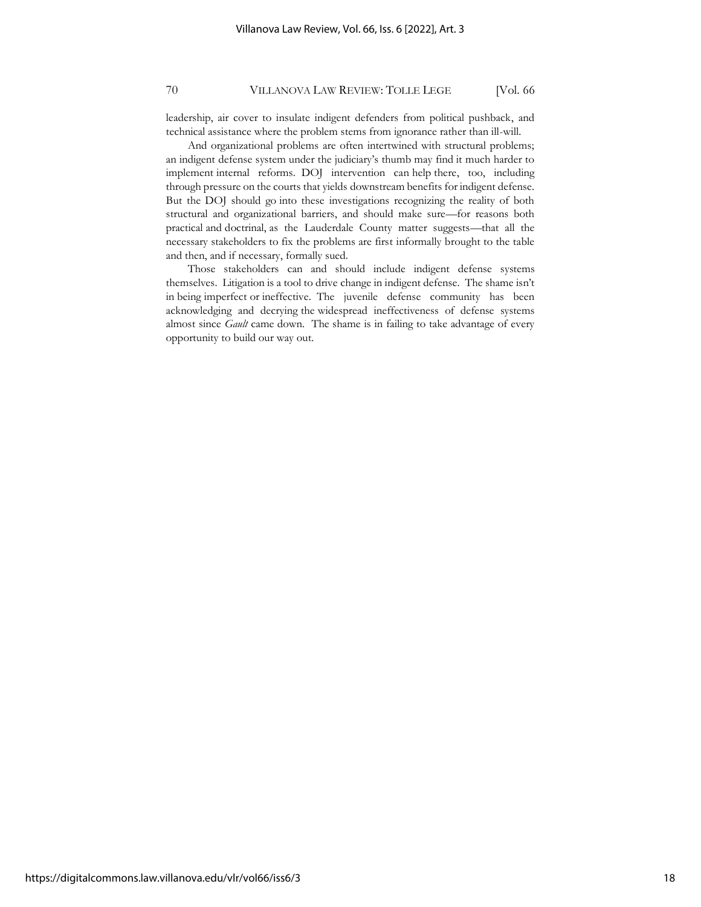leadership, air cover to insulate indigent defenders from political pushback, and technical assistance where the problem stems from ignorance rather than ill-will.

And organizational problems are often intertwined with structural problems; an indigent defense system under the judiciary's thumb may find it much harder to implement internal reforms. DOJ intervention can help there, too, including through pressure on the courts that yields downstream benefits for indigent defense. But the DOJ should go into these investigations recognizing the reality of both structural and organizational barriers, and should make sure—for reasons both practical and doctrinal, as the Lauderdale County matter suggests—that all the necessary stakeholders to fix the problems are first informally brought to the table and then, and if necessary, formally sued.

Those stakeholders can and should include indigent defense systems themselves. Litigation is a tool to drive change in indigent defense. The shame isn't in being imperfect or ineffective. The juvenile defense community has been acknowledging and decrying the widespread ineffectiveness of defense systems almost since *Gault* came down. The shame is in failing to take advantage of every opportunity to build our way out.